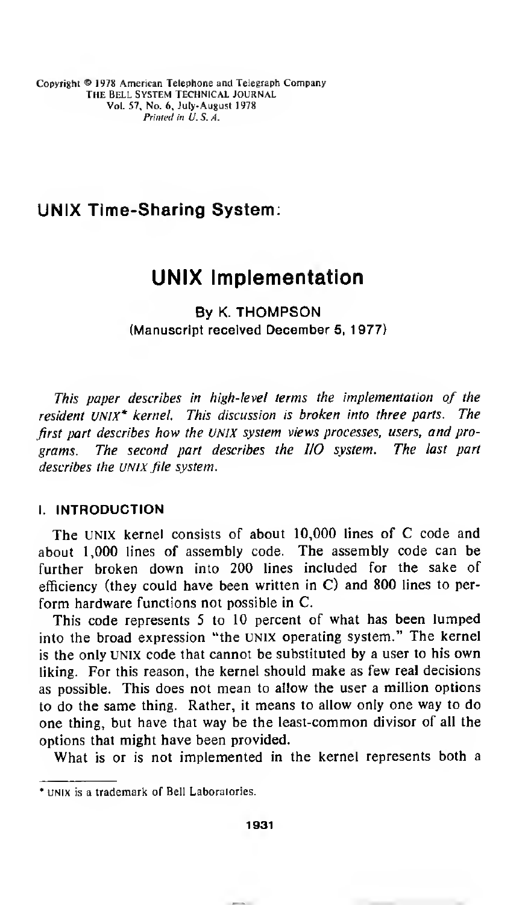Copyright © 1978 American Telephone and Telegraph Company
THE BELL SYSTEM TECHNICAL JOURNAL
Vol. 57, No. 6, July-August 1978
*Printed in U. S. A.*

## UNIX Time-Sharing System:

# UNIX Implementation

**By K. THOMPSON**
(Manuscript received December 5, 1977)

*This paper describes in high-level terms the implementation of the resident UNIX\* kernel. This discussion is broken into three parts. The first part describes how the UNIX system views processes, users, and programs. The second part describes the I/O system. The last part describes the UNIX file system.*

### I. INTRODUCTION

The UNIX kernel consists of about 10,000 lines of C code and about 1,000 lines of assembly code. The assembly code can be further broken down into 200 lines included for the sake of efficiency (they could have been written in C) and 800 lines to perform hardware functions not possible in C.

This code represents 5 to 10 percent of what has been lumped into the broad expression "the UNIX operating system." The kernel is the only UNIX code that cannot be substituted by a user to his own liking. For this reason, the kernel should make as few real decisions as possible. This does not mean to allow the user a million options to do the same thing. Rather, it means to allow only one way to do one thing, but have that way be the least-common divisor of all the options that might have been provided.

What is or is not implemented in the kernel represents both a

---

\* UNIX is a trademark of Bell Laboratories.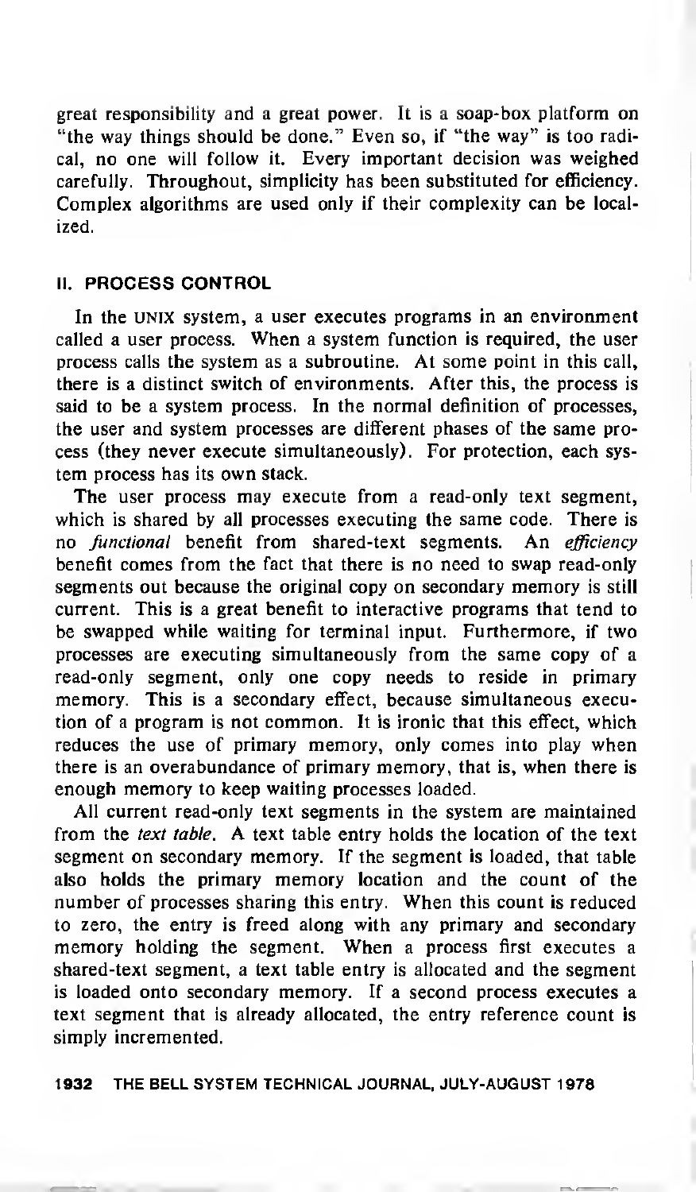great responsibility and a great power. It is a soap-box platform on "the way things should be done." Even so, if "the way" is too radical, no one will follow it. Every important decision was weighed carefully. Throughout, simplicity has been substituted for efficiency. Complex algorithms are used only if their complexity can be localized.

## II. PROCESS CONTROL

In the UNIX system, a user executes programs in an environment called a user process. When a system function is required, the user process calls the system as a subroutine. At some point in this call, there is a distinct switch of environments. After this, the process is said to be a system process. In the normal definition of processes, the user and system processes are different phases of the same process (they never execute simultaneously). For protection, each system process has its own stack.

The user process may execute from a read-only text segment, which is shared by all processes executing the same code. There is no *functional* benefit from shared-text segments. An *efficiency* benefit comes from the fact that there is no need to swap read-only segments out because the original copy on secondary memory is still current. This is a great benefit to interactive programs that tend to be swapped while waiting for terminal input. Furthermore, if two processes are executing simultaneously from the same copy of a read-only segment, only one copy needs to reside in primary memory. This is a secondary effect, because simultaneous execution of a program is not common. It is ironic that this effect, which reduces the use of primary memory, only comes into play when there is an overabundance of primary memory, that is, when there is enough memory to keep waiting processes loaded.

All current read-only text segments in the system are maintained from the *text table*. A text table entry holds the location of the text segment on secondary memory. If the segment is loaded, that table also holds the primary memory location and the count of the number of processes sharing this entry. When this count is reduced to zero, the entry is freed along with any primary and secondary memory holding the segment. When a process first executes a shared-text segment, a text table entry is allocated and the segment is loaded onto secondary memory. If a second process executes a text segment that is already allocated, the entry reference count is simply incremented.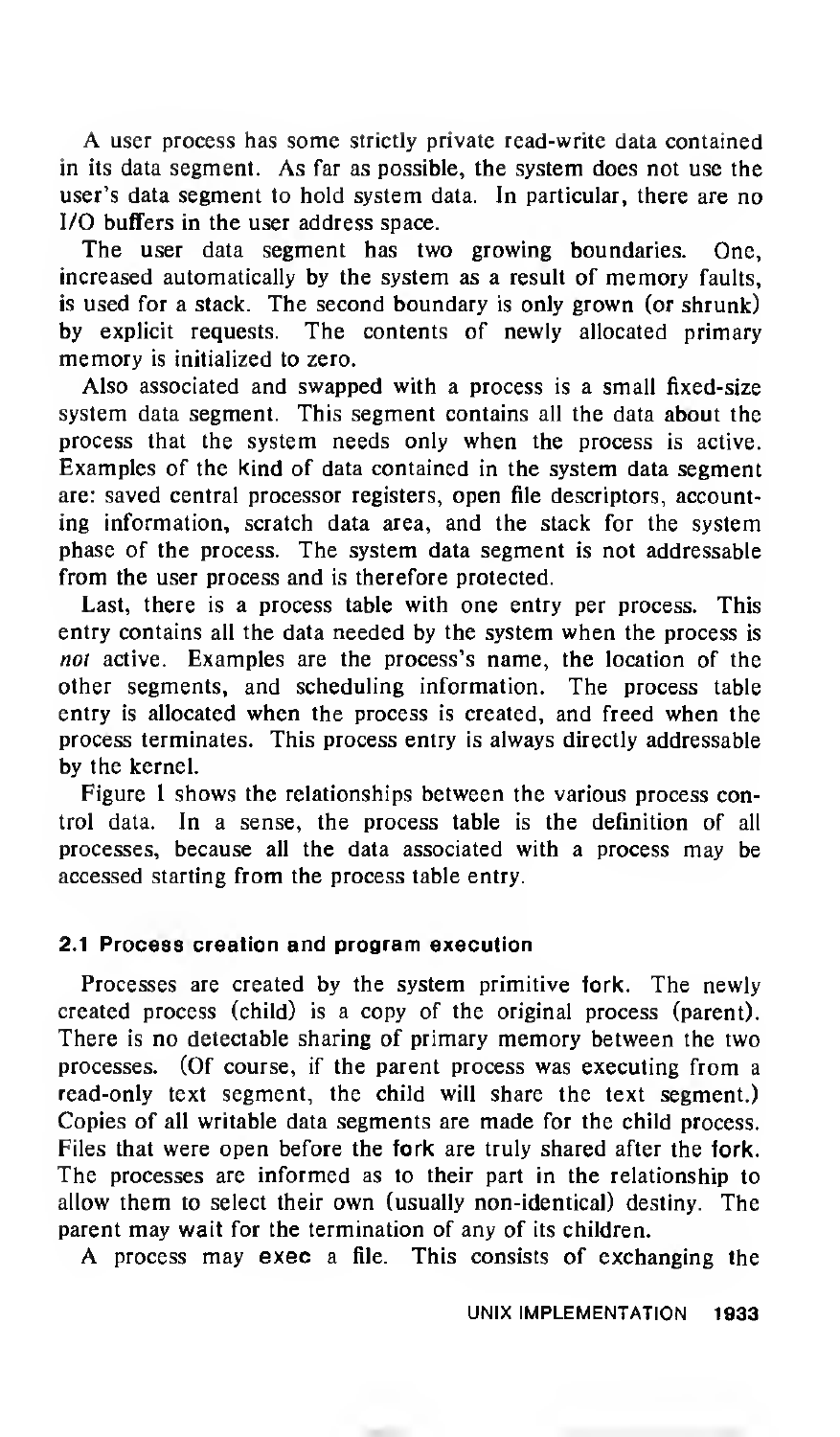A user process has some strictly private read-write data contained in its data segment. As far as possible, the system does not use the user's data segment to hold system data. In particular, there are no I/O buffers in the user address space.

The user data segment has two growing boundaries. One, increased automatically by the system as a result of memory faults, is used for a stack. The second boundary is only grown (or shrunk) by explicit requests. The contents of newly allocated primary memory is initialized to zero.

Also associated and swapped with a process is a small fixed-size system data segment. This segment contains all the data about the process that the system needs only when the process is active. Examples of the kind of data contained in the system data segment are: saved central processor registers, open file descriptors, accounting information, scratch data area, and the stack for the system phase of the process. The system data segment is not addressable from the user process and is therefore protected.

Last, there is a process table with one entry per process. This entry contains all the data needed by the system when the process is *not* active. Examples are the process's name, the location of the other segments, and scheduling information. The process table entry is allocated when the process is created, and freed when the process terminates. This process entry is always directly addressable by the kernel.

Figure 1 shows the relationships between the various process control data. In a sense, the process table is the definition of all processes, because all the data associated with a process may be accessed starting from the process table entry.

### 2.1 Process creation and program execution

Processes are created by the system primitive **fork**. The newly created process (child) is a copy of the original process (parent). There is no detectable sharing of primary memory between the two processes. (Of course, if the parent process was executing from a read-only text segment, the child will share the text segment.) Copies of all writable data segments are made for the child process. Files that were open before the **fork** are truly shared after the **fork**. The processes are informed as to their part in the relationship to allow them to select their own (usually non-identical) destiny. The parent may wait for the termination of any of its children.

A process may **exec** a file. This consists of exchanging the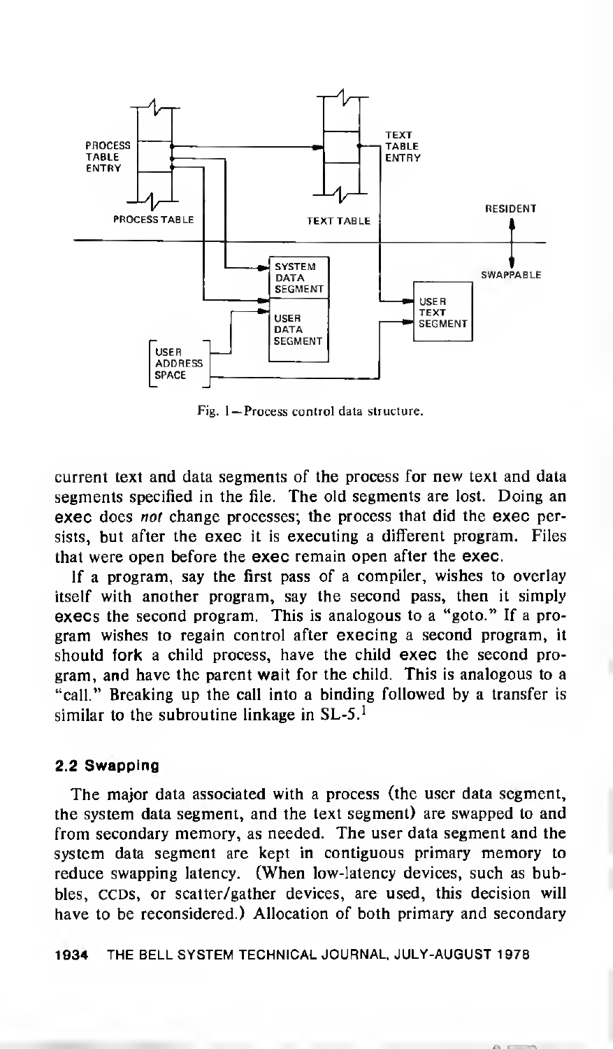Fig. 1—Process control data structure.

current text and data segments of the process for new text and data segments specified in the file. The old segments are lost. Doing an **exec** does *not* change processes; the process that did the **exec** persists, but after the **exec** it is executing a different program. Files that were open before the **exec** remain open after the **exec**.

If a program, say the first pass of a compiler, wishes to overlay itself with another program, say the second pass, then it simply **exec**s the second program. This is analogous to a "goto." If a program wishes to regain control after **exec**ing a second program, it should **fork** a child process, have the child **exec** the second program, and have the parent **wait** for the child. This is analogous to a "call." Breaking up the call into a binding followed by a transfer is similar to the subroutine linkage in SL-5.[1]

### 2.2 Swapping

The major data associated with a process (the user data segment, the system data segment, and the text segment) are swapped to and from secondary memory, as needed. The user data segment and the system data segment are kept in contiguous primary memory to reduce swapping latency. (When low-latency devices, such as bubbles, CCDs, or scatter/gather devices, are used, this decision will have to be reconsidered.) Allocation of both primary and secondary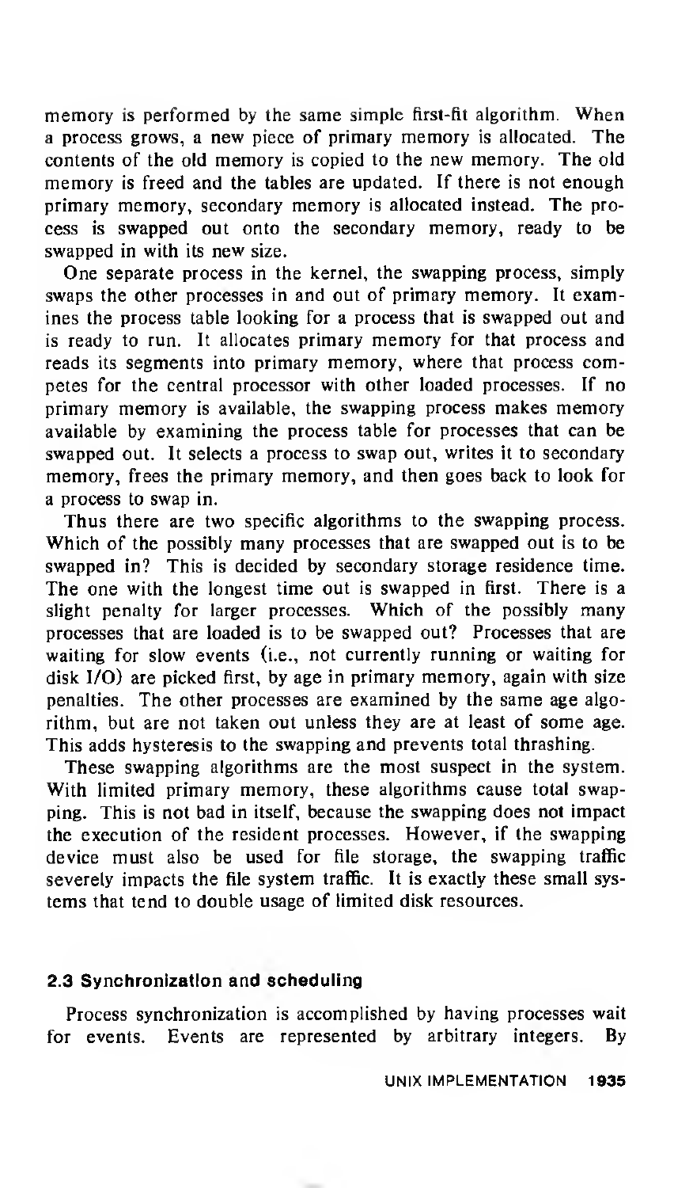memory is performed by the same simple first-fit algorithm. When a process grows, a new piece of primary memory is allocated. The contents of the old memory is copied to the new memory. The old memory is freed and the tables are updated. If there is not enough primary memory, secondary memory is allocated instead. The process is swapped out onto the secondary memory, ready to be swapped in with its new size.

One separate process in the kernel, the swapping process, simply swaps the other processes in and out of primary memory. It examines the process table looking for a process that is swapped out and is ready to run. It allocates primary memory for that process and reads its segments into primary memory, where that process competes for the central processor with other loaded processes. If no primary memory is available, the swapping process makes memory available by examining the process table for processes that can be swapped out. It selects a process to swap out, writes it to secondary memory, frees the primary memory, and then goes back to look for a process to swap in.

Thus there are two specific algorithms to the swapping process. Which of the possibly many processes that are swapped out is to be swapped in? This is decided by secondary storage residence time. The one with the longest time out is swapped in first. There is a slight penalty for larger processes. Which of the possibly many processes that are loaded is to be swapped out? Processes that are waiting for slow events (i.e., not currently running or waiting for disk I/O) are picked first, by age in primary memory, again with size penalties. The other processes are examined by the same age algorithm, but are not taken out unless they are at least of some age. This adds hysteresis to the swapping and prevents total thrashing.

These swapping algorithms are the most suspect in the system. With limited primary memory, these algorithms cause total swapping. This is not bad in itself, because the swapping does not impact the execution of the resident processes. However, if the swapping device must also be used for file storage, the swapping traffic severely impacts the file system traffic. It is exactly these small systems that tend to double usage of limited disk resources.

### 2.3 Synchronization and scheduling

Process synchronization is accomplished by having processes wait for events. Events are represented by arbitrary integers. By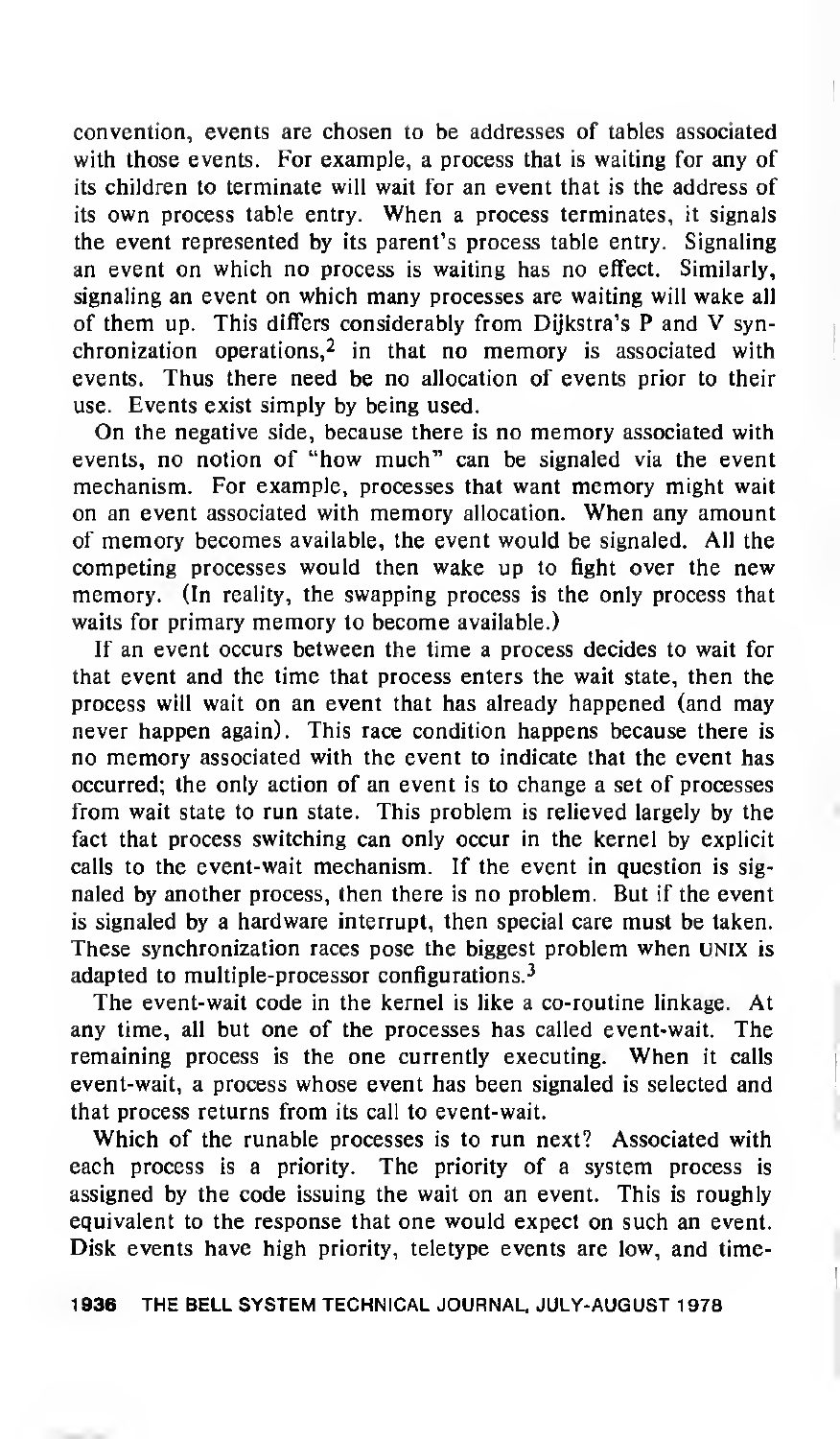convention, events are chosen to be addresses of tables associated with those events. For example, a process that is waiting for any of its children to terminate will wait for an event that is the address of its own process table entry. When a process terminates, it signals the event represented by its parent's process table entry. Signaling an event on which no process is waiting has no effect. Similarly, signaling an event on which many processes are waiting will wake all of them up. This differs considerably from Dijkstra's P and V synchronization operations,[2] in that no memory is associated with events. Thus there need be no allocation of events prior to their use. Events exist simply by being used.

On the negative side, because there is no memory associated with events, no notion of "how much" can be signaled via the event mechanism. For example, processes that want memory might wait on an event associated with memory allocation. When any amount of memory becomes available, the event would be signaled. All the competing processes would then wake up to fight over the new memory. (In reality, the swapping process is the only process that waits for primary memory to become available.)

If an event occurs between the time a process decides to wait for that event and the time that process enters the wait state, then the process will wait on an event that has already happened (and may never happen again). This race condition happens because there is no memory associated with the event to indicate that the event has occurred; the only action of an event is to change a set of processes from wait state to run state. This problem is relieved largely by the fact that process switching can only occur in the kernel by explicit calls to the event-wait mechanism. If the event in question is signaled by another process, then there is no problem. But if the event is signaled by a hardware interrupt, then special care must be taken. These synchronization races pose the biggest problem when UNIX is adapted to multiple-processor configurations.[3]

The event-wait code in the kernel is like a co-routine linkage. At any time, all but one of the processes has called event-wait. The remaining process is the one currently executing. When it calls event-wait, a process whose event has been signaled is selected and that process returns from its call to event-wait.

Which of the runable processes is to run next? Associated with each process is a priority. The priority of a system process is assigned by the code issuing the wait on an event. This is roughly equivalent to the response that one would expect on such an event. Disk events have high priority, teletype events are low, and time-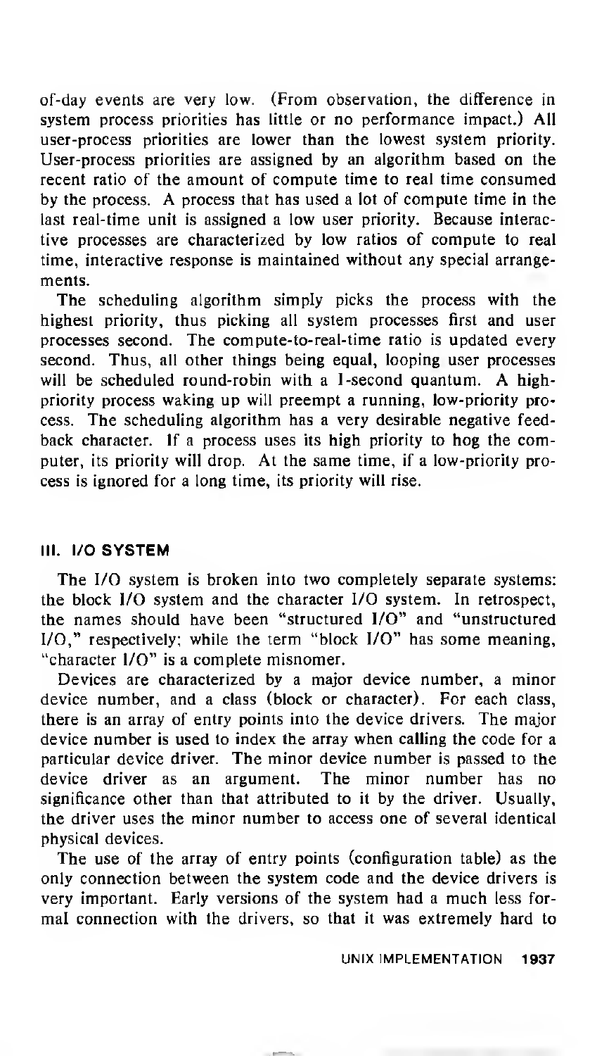of-day events are very low. (From observation, the difference in system process priorities has little or no performance impact.) All user-process priorities are lower than the lowest system priority. User-process priorities are assigned by an algorithm based on the recent ratio of the amount of compute time to real time consumed by the process. A process that has used a lot of compute time in the last real-time unit is assigned a low user priority. Because interactive processes are characterized by low ratios of compute to real time, interactive response is maintained without any special arrangements.

The scheduling algorithm simply picks the process with the highest priority, thus picking all system processes first and user processes second. The compute-to-real-time ratio is updated every second. Thus, all other things being equal, looping user processes will be scheduled round-robin with a 1-second quantum. A high-priority process waking up will preempt a running, low-priority process. The scheduling algorithm has a very desirable negative feedback character. If a process uses its high priority to hog the computer, its priority will drop. At the same time, if a low-priority process is ignored for a long time, its priority will rise.

## III. I/O SYSTEM

The I/O system is broken into two completely separate systems: the block I/O system and the character I/O system. In retrospect, the names should have been "structured I/O" and "unstructured I/O," respectively; while the term "block I/O" has some meaning, "character I/O" is a complete misnomer.

Devices are characterized by a major device number, a minor device number, and a class (block or character). For each class, there is an array of entry points into the device drivers. The major device number is used to index the array when calling the code for a particular device driver. The minor device number is passed to the device driver as an argument. The minor number has no significance other than that attributed to it by the driver. Usually, the driver uses the minor number to access one of several identical physical devices.

The use of the array of entry points (configuration table) as the only connection between the system code and the device drivers is very important. Early versions of the system had a much less formal connection with the drivers, so that it was extremely hard to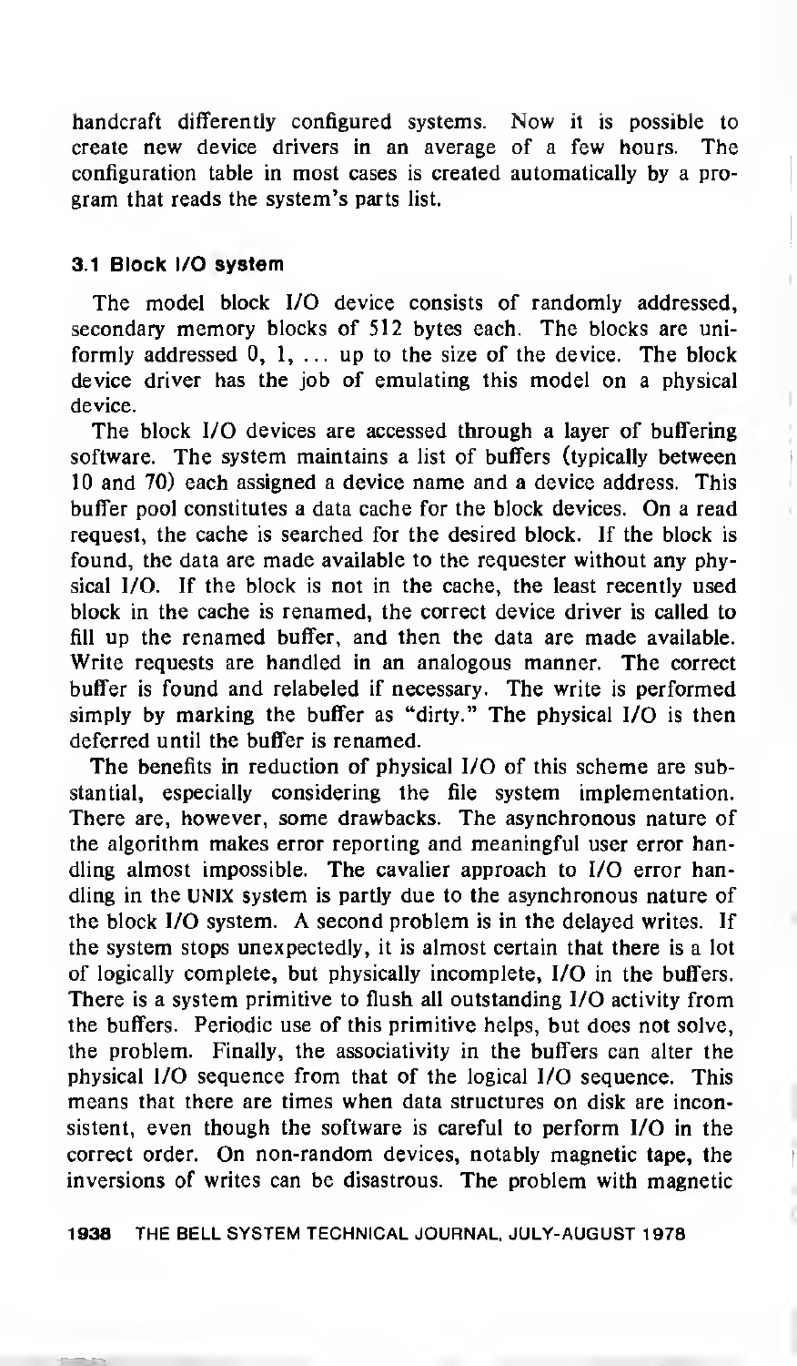handcraft differently configured systems. Now it is possible to create new device drivers in an average of a few hours. The configuration table in most cases is created automatically by a program that reads the system's parts list.

### 3.1 Block I/O system

The model block I/O device consists of randomly addressed, secondary memory blocks of 512 bytes each. The blocks are uniformly addressed 0, 1, ... up to the size of the device. The block device driver has the job of emulating this model on a physical device.

The block I/O devices are accessed through a layer of buffering software. The system maintains a list of buffers (typically between 10 and 70) each assigned a device name and a device address. This buffer pool constitutes a data cache for the block devices. On a read request, the cache is searched for the desired block. If the block is found, the data are made available to the requester without any physical I/O. If the block is not in the cache, the least recently used block in the cache is renamed, the correct device driver is called to fill up the renamed buffer, and then the data are made available. Write requests are handled in an analogous manner. The correct buffer is found and relabeled if necessary. The write is performed simply by marking the buffer as "dirty." The physical I/O is then deferred until the buffer is renamed.

The benefits in reduction of physical I/O of this scheme are substantial, especially considering the file system implementation. There are, however, some drawbacks. The asynchronous nature of the algorithm makes error reporting and meaningful user error handling almost impossible. The cavalier approach to I/O error handling in the UNIX system is partly due to the asynchronous nature of the block I/O system. A second problem is in the delayed writes. If the system stops unexpectedly, it is almost certain that there is a lot of logically complete, but physically incomplete, I/O in the buffers. There is a system primitive to flush all outstanding I/O activity from the buffers. Periodic use of this primitive helps, but does not solve, the problem. Finally, the associativity in the buffers can alter the physical I/O sequence from that of the logical I/O sequence. This means that there are times when data structures on disk are inconsistent, even though the software is careful to perform I/O in the correct order. On non-random devices, notably magnetic tape, the inversions of writes can be disastrous. The problem with magnetic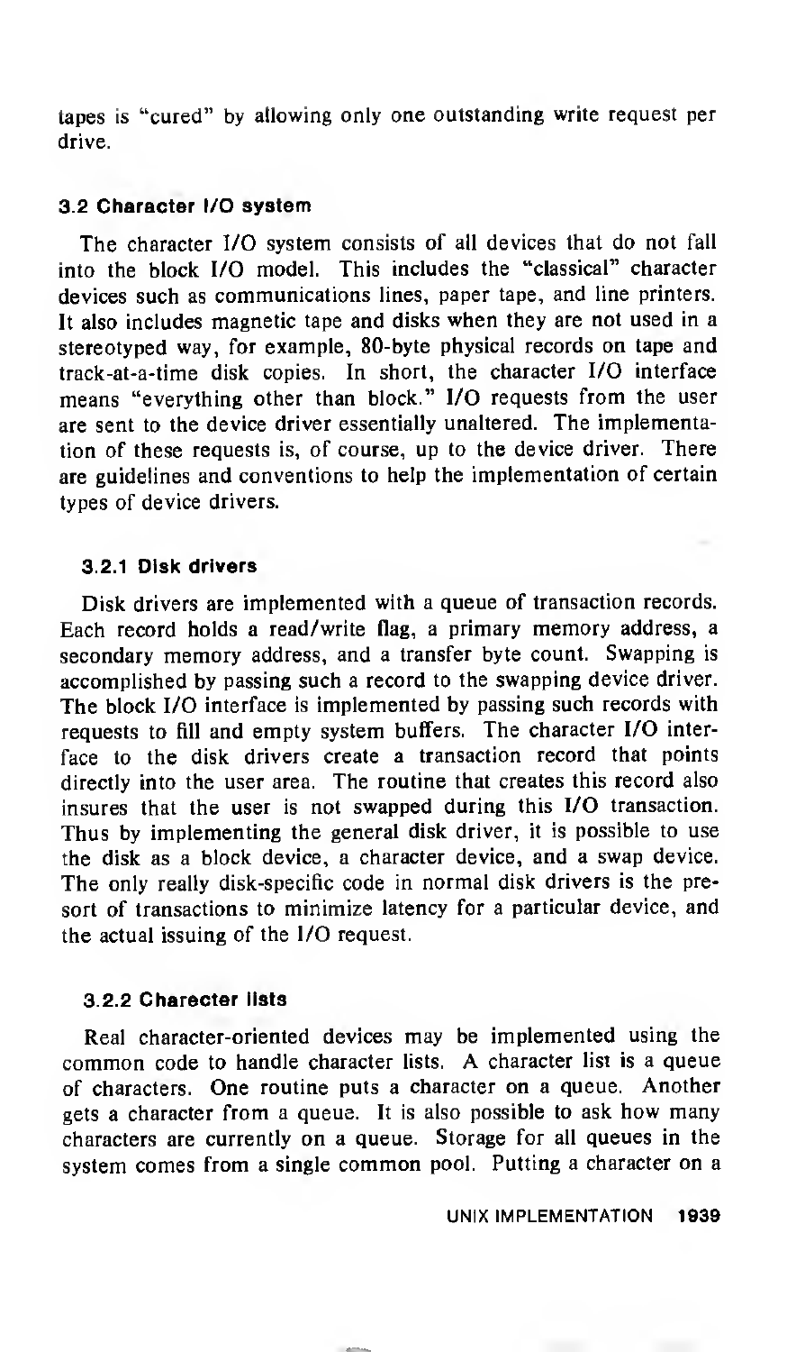tapes is "cured" by allowing only one outstanding write request per drive.

### 3.2 Character I/O system

The character I/O system consists of all devices that do not fall into the block I/O model. This includes the "classical" character devices such as communications lines, paper tape, and line printers. It also includes magnetic tape and disks when they are not used in a stereotyped way, for example, 80-byte physical records on tape and track-at-a-time disk copies. In short, the character I/O interface means "everything other than block." I/O requests from the user are sent to the device driver essentially unaltered. The implementation of these requests is, of course, up to the device driver. There are guidelines and conventions to help the implementation of certain types of device drivers.

#### 3.2.1 Disk drivers

Disk drivers are implemented with a queue of transaction records. Each record holds a read/write flag, a primary memory address, a secondary memory address, and a transfer byte count. Swapping is accomplished by passing such a record to the swapping device driver. The block I/O interface is implemented by passing such records with requests to fill and empty system buffers. The character I/O interface to the disk drivers create a transaction record that points directly into the user area. The routine that creates this record also insures that the user is not swapped during this I/O transaction. Thus by implementing the general disk driver, it is possible to use the disk as a block device, a character device, and a swap device. The only really disk-specific code in normal disk drivers is the pre-sort of transactions to minimize latency for a particular device, and the actual issuing of the I/O request.

#### 3.2.2 Charecter lists

Real character-oriented devices may be implemented using the common code to handle character lists. A character list is a queue of characters. One routine puts a character on a queue. Another gets a character from a queue. It is also possible to ask how many characters are currently on a queue. Storage for all queues in the system comes from a single common pool. Putting a character on a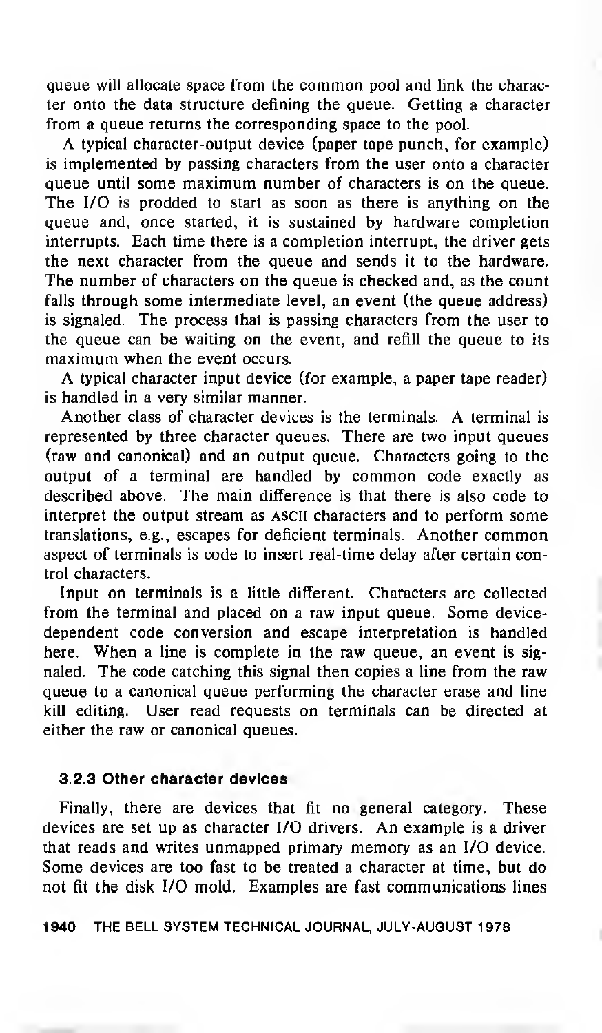queue will allocate space from the common pool and link the character onto the data structure defining the queue. Getting a character from a queue returns the corresponding space to the pool.

A typical character-output device (paper tape punch, for example) is implemented by passing characters from the user onto a character queue until some maximum number of characters is on the queue. The I/O is prodded to start as soon as there is anything on the queue and, once started, it is sustained by hardware completion interrupts. Each time there is a completion interrupt, the driver gets the next character from the queue and sends it to the hardware. The number of characters on the queue is checked and, as the count falls through some intermediate level, an event (the queue address) is signaled. The process that is passing characters from the user to the queue can be waiting on the event, and refill the queue to its maximum when the event occurs.

A typical character input device (for example, a paper tape reader) is handled in a very similar manner.

Another class of character devices is the terminals. A terminal is represented by three character queues. There are two input queues (raw and canonical) and an output queue. Characters going to the output of a terminal are handled by common code exactly as described above. The main difference is that there is also code to interpret the output stream as ASCII characters and to perform some translations, e.g., escapes for deficient terminals. Another common aspect of terminals is code to insert real-time delay after certain control characters.

Input on terminals is a little different. Characters are collected from the terminal and placed on a raw input queue. Some device-dependent code conversion and escape interpretation is handled here. When a line is complete in the raw queue, an event is signaled. The code catching this signal then copies a line from the raw queue to a canonical queue performing the character erase and line kill editing. User read requests on terminals can be directed at either the raw or canonical queues.

### 3.2.3 Other character devices

Finally, there are devices that fit no general category. These devices are set up as character I/O drivers. An example is a driver that reads and writes unmapped primary memory as an I/O device. Some devices are too fast to be treated a character at time, but do not fit the disk I/O mold. Examples are fast communications lines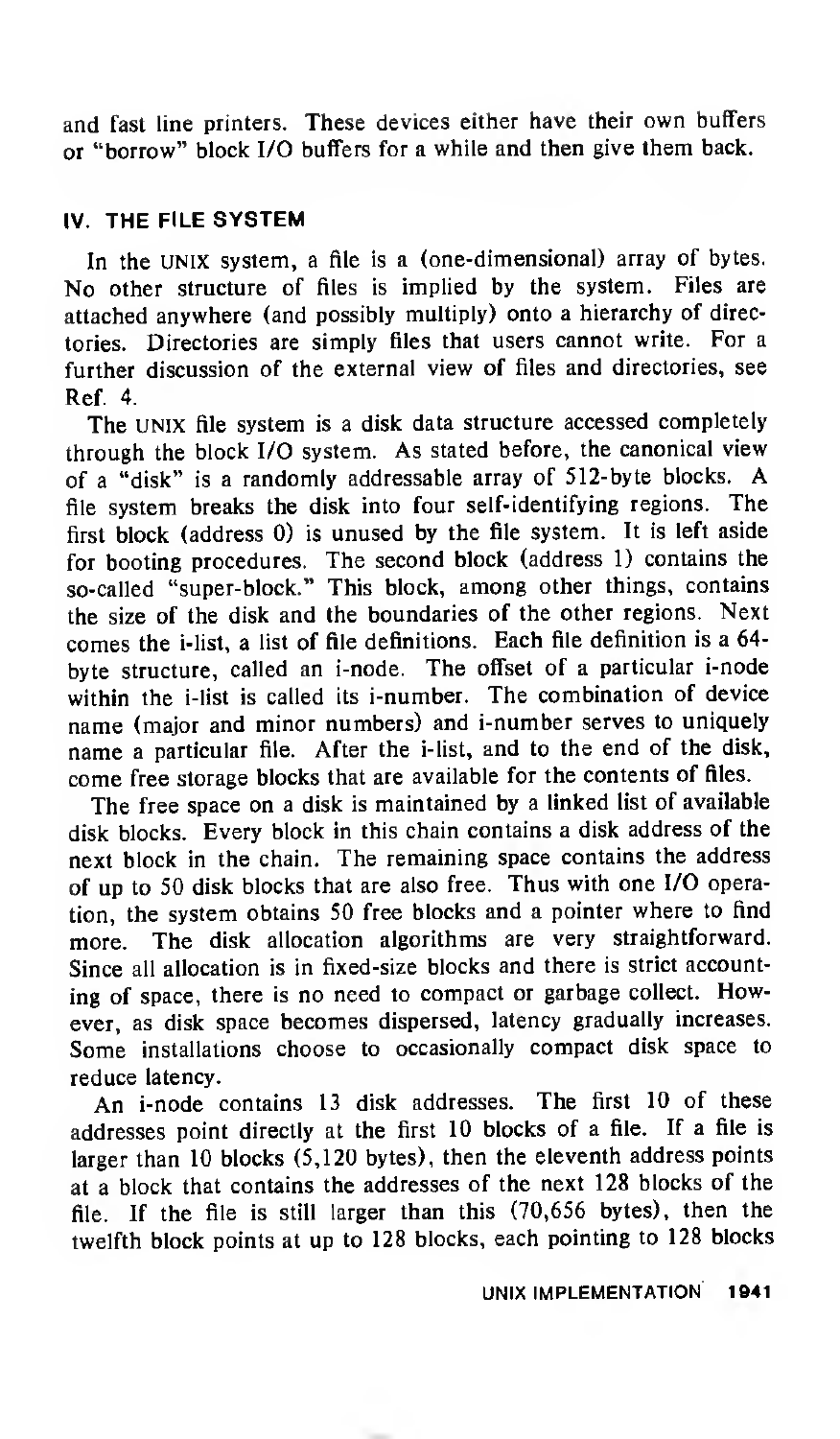and fast line printers. These devices either have their own buffers or "borrow" block I/O buffers for a while and then give them back.

## IV. THE FILE SYSTEM

In the UNIX system, a file is a (one-dimensional) array of bytes. No other structure of files is implied by the system. Files are attached anywhere (and possibly multiply) onto a hierarchy of directories. Directories are simply files that users cannot write. For a further discussion of the external view of files and directories, see Ref. 4.

The UNIX file system is a disk data structure accessed completely through the block I/O system. As stated before, the canonical view of a "disk" is a randomly addressable array of 512-byte blocks. A file system breaks the disk into four self-identifying regions. The first block (address 0) is unused by the file system. It is left aside for booting procedures. The second block (address 1) contains the so-called "super-block." This block, among other things, contains the size of the disk and the boundaries of the other regions. Next comes the i-list, a list of file definitions. Each file definition is a 64-byte structure, called an i-node. The offset of a particular i-node within the i-list is called its i-number. The combination of device name (major and minor numbers) and i-number serves to uniquely name a particular file. After the i-list, and to the end of the disk, come free storage blocks that are available for the contents of files.

The free space on a disk is maintained by a linked list of available disk blocks. Every block in this chain contains a disk address of the next block in the chain. The remaining space contains the address of up to 50 disk blocks that are also free. Thus with one I/O operation, the system obtains 50 free blocks and a pointer where to find more. The disk allocation algorithms are very straightforward. Since all allocation is in fixed-size blocks and there is strict accounting of space, there is no need to compact or garbage collect. However, as disk space becomes dispersed, latency gradually increases. Some installations choose to occasionally compact disk space to reduce latency.

An i-node contains 13 disk addresses. The first 10 of these addresses point directly at the first 10 blocks of a file. If a file is larger than 10 blocks (5,120 bytes), then the eleventh address points at a block that contains the addresses of the next 128 blocks of the file. If the file is still larger than this (70,656 bytes), then the twelfth block points at up to 128 blocks, each pointing to 128 blocks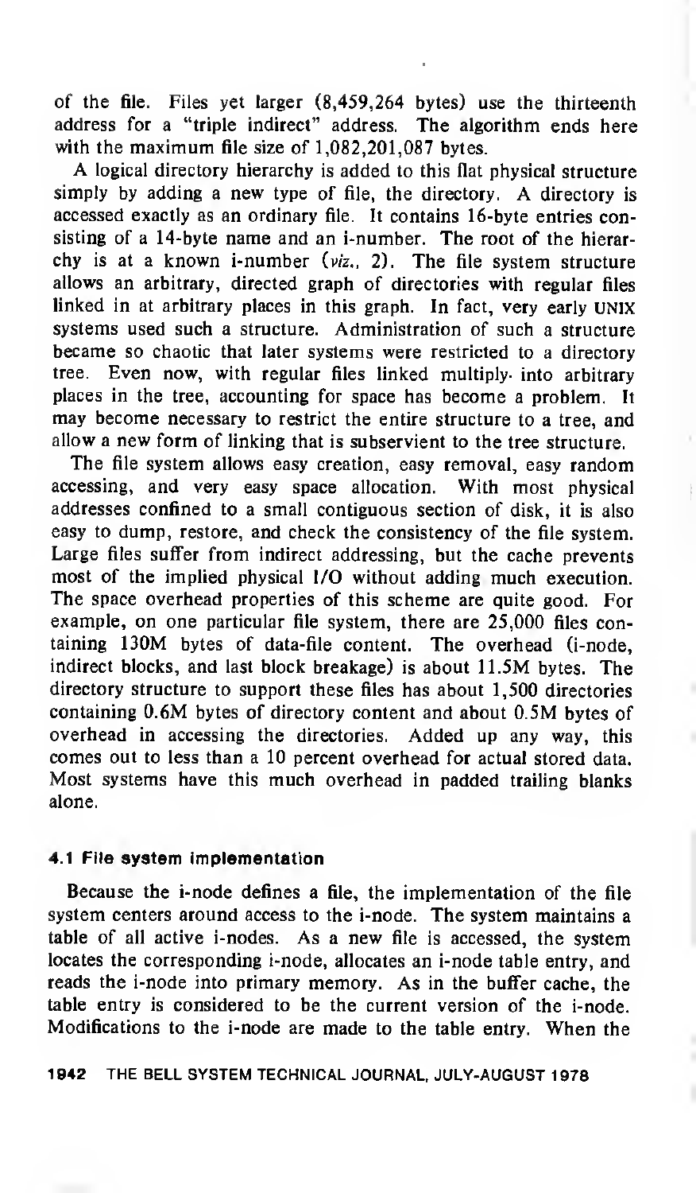of the file. Files yet larger (8,459,264 bytes) use the thirteenth address for a "triple indirect" address. The algorithm ends here with the maximum file size of 1,082,201,087 bytes.

A logical directory hierarchy is added to this flat physical structure simply by adding a new type of file, the directory. A directory is accessed exactly as an ordinary file. It contains 16-byte entries consisting of a 14-byte name and an i-number. The root of the hierarchy is at a known i-number (*viz.*, 2). The file system structure allows an arbitrary, directed graph of directories with regular files linked in at arbitrary places in this graph. In fact, very early UNIX systems used such a structure. Administration of such a structure became so chaotic that later systems were restricted to a directory tree. Even now, with regular files linked multiply into arbitrary places in the tree, accounting for space has become a problem. It may become necessary to restrict the entire structure to a tree, and allow a new form of linking that is subservient to the tree structure.

The file system allows easy creation, easy removal, easy random accessing, and very easy space allocation. With most physical addresses confined to a small contiguous section of disk, it is also easy to dump, restore, and check the consistency of the file system. Large files suffer from indirect addressing, but the cache prevents most of the implied physical I/O without adding much execution. The space overhead properties of this scheme are quite good. For example, on one particular file system, there are 25,000 files containing 130M bytes of data-file content. The overhead (i-node, indirect blocks, and last block breakage) is about 11.5M bytes. The directory structure to support these files has about 1,500 directories containing 0.6M bytes of directory content and about 0.5M bytes of overhead in accessing the directories. Added up any way, this comes out to less than a 10 percent overhead for actual stored data. Most systems have this much overhead in padded trailing blanks alone.

### 4.1 File system implementation

Because the i-node defines a file, the implementation of the file system centers around access to the i-node. The system maintains a table of all active i-nodes. As a new file is accessed, the system locates the corresponding i-node, allocates an i-node table entry, and reads the i-node into primary memory. As in the buffer cache, the table entry is considered to be the current version of the i-node. Modifications to the i-node are made to the table entry. When the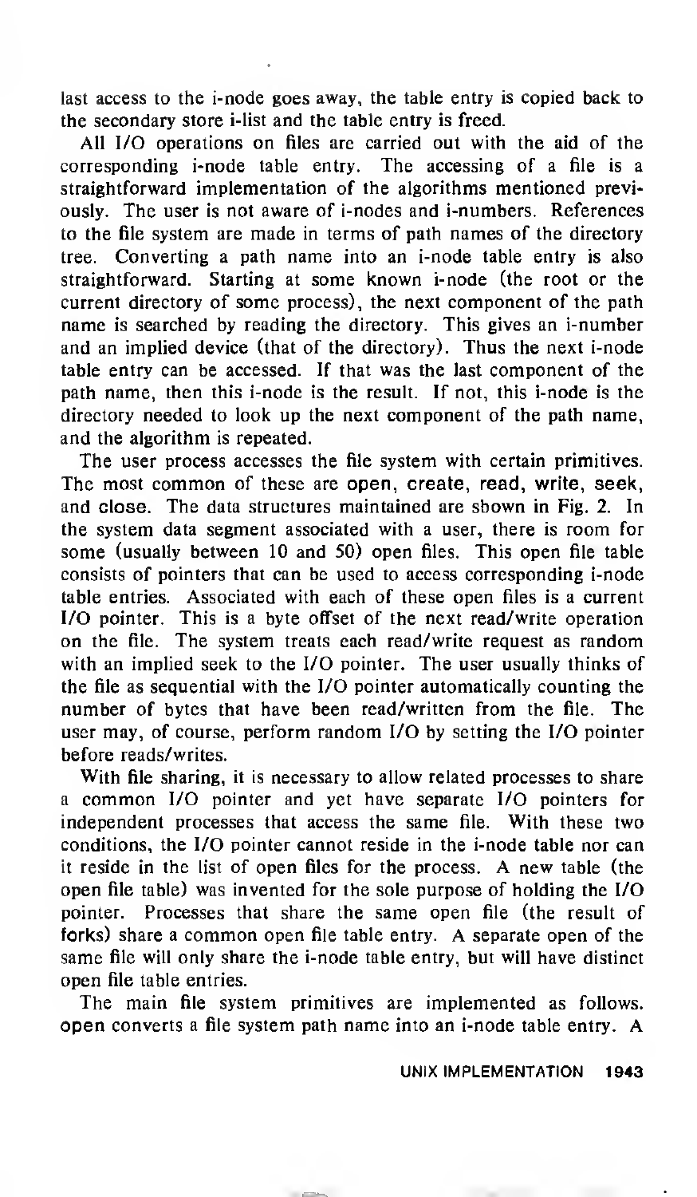last access to the i-node goes away, the table entry is copied back to the secondary store i-list and the table entry is freed.

All I/O operations on files are carried out with the aid of the corresponding i-node table entry. The accessing of a file is a straightforward implementation of the algorithms mentioned previously. The user is not aware of i-nodes and i-numbers. References to the file system are made in terms of path names of the directory tree. Converting a path name into an i-node table entry is also straightforward. Starting at some known i-node (the root or the current directory of some process), the next component of the path name is searched by reading the directory. This gives an i-number and an implied device (that of the directory). Thus the next i-node table entry can be accessed. If that was the last component of the path name, then this i-node is the result. If not, this i-node is the directory needed to look up the next component of the path name, and the algorithm is repeated.

The user process accesses the file system with certain primitives. The most common of these are open, create, read, write, seek, and close. The data structures maintained are shown in Fig. 2. In the system data segment associated with a user, there is room for some (usually between 10 and 50) open files. This open file table consists of pointers that can be used to access corresponding i-node table entries. Associated with each of these open files is a current I/O pointer. This is a byte offset of the next read/write operation on the file. The system treats each read/write request as random with an implied seek to the I/O pointer. The user usually thinks of the file as sequential with the I/O pointer automatically counting the number of bytes that have been read/written from the file. The user may, of course, perform random I/O by setting the I/O pointer before reads/writes.

With file sharing, it is necessary to allow related processes to share a common I/O pointer and yet have separate I/O pointers for independent processes that access the same file. With these two conditions, the I/O pointer cannot reside in the i-node table nor can it reside in the list of open files for the process. A new table (the open file table) was invented for the sole purpose of holding the I/O pointer. Processes that share the same open file (the result of forks) share a common open file table entry. A separate open of the same file will only share the i-node table entry, but will have distinct open file table entries.

The main file system primitives are implemented as follows. open converts a file system path name into an i-node table entry. A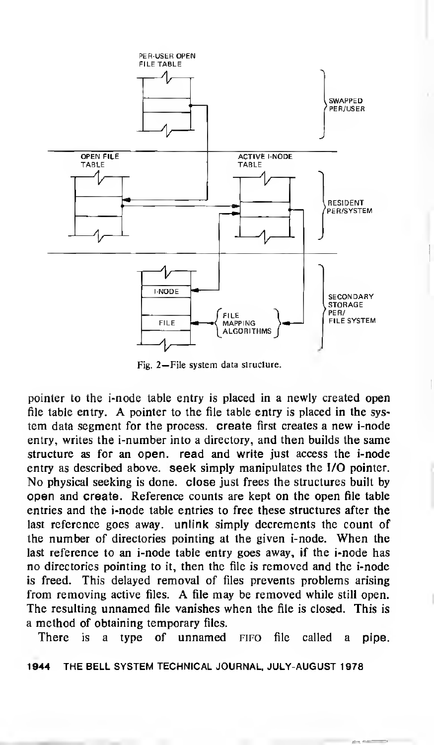Fig. 2—File system data structure.

pointer to the i-node table entry is placed in a newly created open file table entry. A pointer to the file table entry is placed in the system data segment for the process. create first creates a new i-node entry, writes the i-number into a directory, and then builds the same structure as for an open. read and write just access the i-node entry as described above. seek simply manipulates the I/O pointer. No physical seeking is done. close just frees the structures built by open and create. Reference counts are kept on the open file table entries and the i-node table entries to free these structures after the last reference goes away. unlink simply decrements the count of the number of directories pointing at the given i-node. When the last reference to an i-node table entry goes away, if the i-node has no directories pointing to it, then the file is removed and the i-node is freed. This delayed removal of files prevents problems arising from removing active files. A file may be removed while still open. The resulting unnamed file vanishes when the file is closed. This is a method of obtaining temporary files.

There is a type of unnamed FIFO file called a pipe.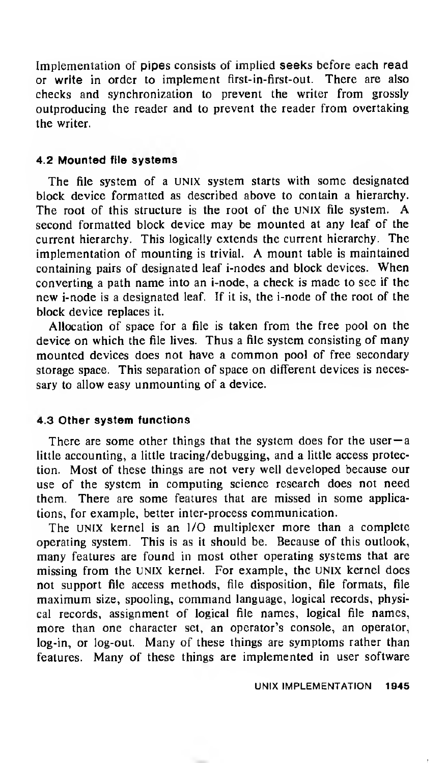Implementation of pipes consists of implied seeks before each read or write in order to implement first-in-first-out. There are also checks and synchronization to prevent the writer from grossly outproducing the reader and to prevent the reader from overtaking the writer.

### 4.2 Mounted file systems

The file system of a UNIX system starts with some designated block device formatted as described above to contain a hierarchy. The root of this structure is the root of the UNIX file system. A second formatted block device may be mounted at any leaf of the current hierarchy. This logically extends the current hierarchy. The implementation of mounting is trivial. A mount table is maintained containing pairs of designated leaf i-nodes and block devices. When converting a path name into an i-node, a check is made to see if the new i-node is a designated leaf. If it is, the i-node of the root of the block device replaces it.

Allocation of space for a file is taken from the free pool on the device on which the file lives. Thus a file system consisting of many mounted devices does not have a common pool of free secondary storage space. This separation of space on different devices is necessary to allow easy unmounting of a device.

### 4.3 Other system functions

There are some other things that the system does for the user—a little accounting, a little tracing/debugging, and a little access protection. Most of these things are not very well developed because our use of the system in computing science research does not need them. There are some features that are missed in some applications, for example, better inter-process communication.

The UNIX kernel is an I/O multiplexer more than a complete operating system. This is as it should be. Because of this outlook, many features are found in most other operating systems that are missing from the UNIX kernel. For example, the UNIX kernel does not support file access methods, file disposition, file formats, file maximum size, spooling, command language, logical records, physical records, assignment of logical file names, logical file names, more than one character set, an operator's console, an operator, log-in, or log-out. Many of these things are symptoms rather than features. Many of these things are implemented in user software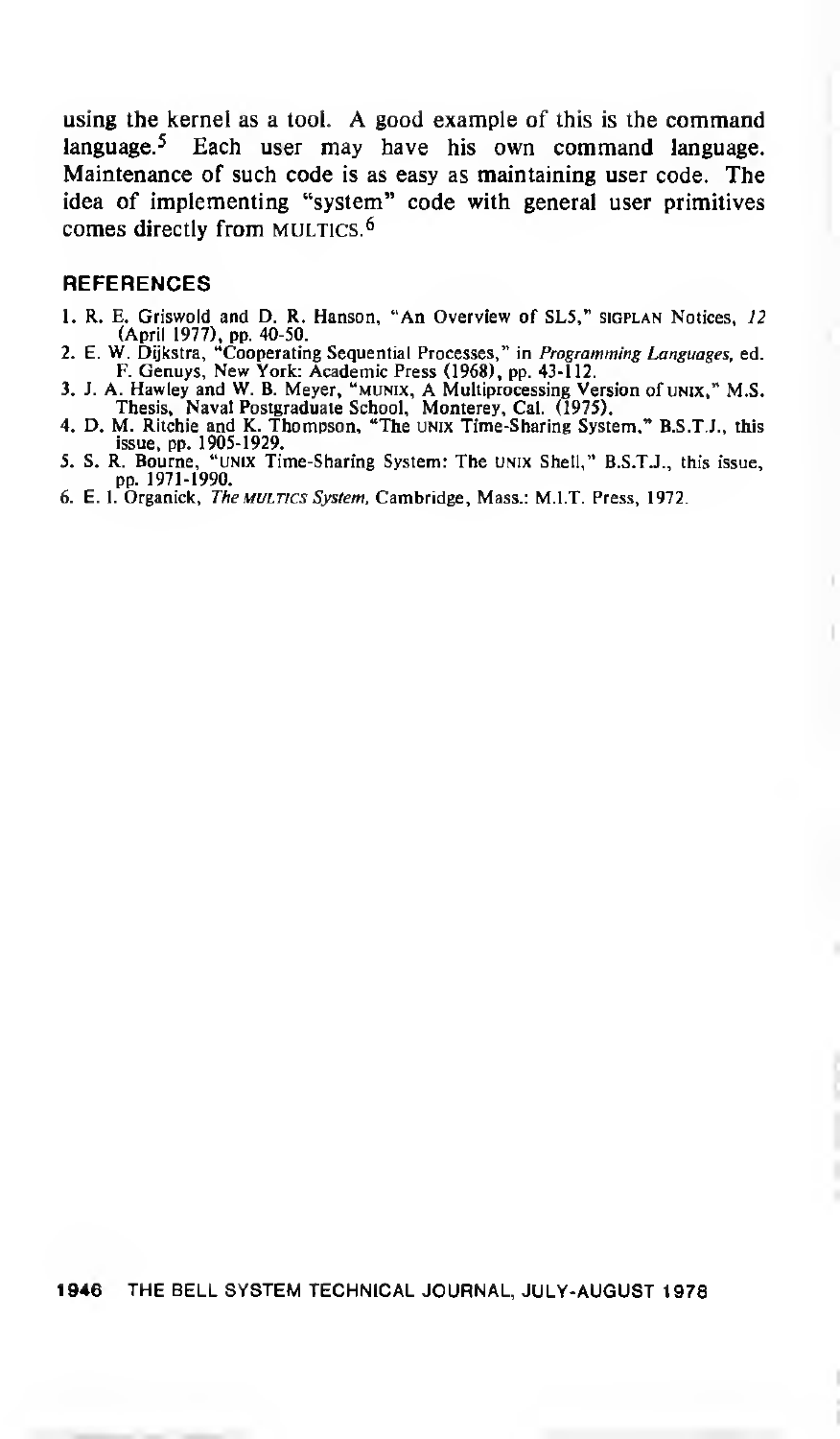using the kernel as a tool. A good example of this is the command language.[5] Each user may have his own command language. Maintenance of such code is as easy as maintaining user code. The idea of implementing "system" code with general user primitives comes directly from MULTICS.[6]

## REFERENCES

1. R. E. Griswold and D. R. Hanson, "An Overview of SL5," SIGPLAN Notices, *12* (April 1977), pp. 40-50.
2. E. W. Dijkstra, "Cooperating Sequential Processes," in *Programming Languages*, ed. F. Genuys, New York: Academic Press (1968), pp. 43-112.
3. J. A. Hawley and W. B. Meyer, "MUNIX, A Multiprocessing Version of UNIX," M.S. Thesis, Naval Postgraduate School, Monterey, Cal. (1975).
4. D. M. Ritchie and K. Thompson, "The UNIX Time-Sharing System," B.S.T.J., this issue, pp. 1905-1929.
5. S. R. Bourne, "UNIX Time-Sharing System: The UNIX Shell," B.S.T.J., this issue, pp. 1971-1990.
6. E. I. Organick, *The MULTICS System*, Cambridge, Mass.: M.I.T. Press, 1972.